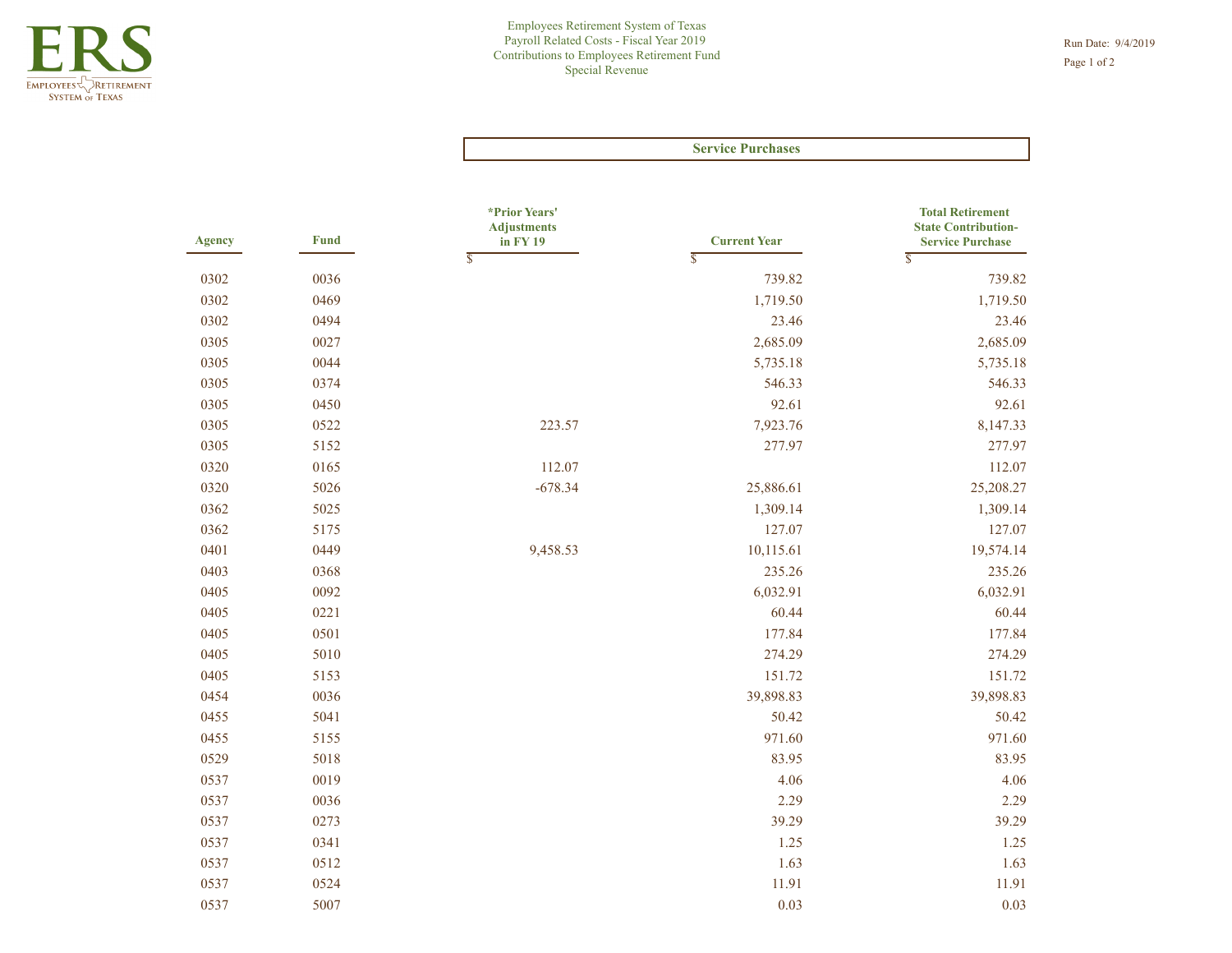# ERS

Employees Retirement System of Texas

Payroll Related Costs - Fiscal Year 2019

Contributions to Employees Retirement Fund

Special Revenue

Run Date: 9/4/2019

## Service Purchases

| Agency | Fund | *Prior Years' Adjustments in FY 19 | Current Year | Total Retirement State Contribution-Service Purchase |
|---|---|---|---|---|
| | | $ | $ | $ |
| 0302 | 0036 | | 739.82 | 739.82 |
| 0302 | 0469 | | 1,719.50 | 1,719.50 |
| 0302 | 0494 | | 23.46 | 23.46 |
| 0305 | 0027 | | 2,685.09 | 2,685.09 |
| 0305 | 0044 | | 5,735.18 | 5,735.18 |
| 0305 | 0374 | | 546.33 | 546.33 |
| 0305 | 0450 | | 92.61 | 92.61 |
| 0305 | 0522 | 223.57 | 7,923.76 | 8,147.33 |
| 0305 | 5152 | | 277.97 | 277.97 |
| 0320 | 0165 | 112.07 | | 112.07 |
| 0320 | 5026 | -678.34 | 25,886.61 | 25,208.27 |
| 0362 | 5025 | | 1,309.14 | 1,309.14 |
| 0362 | 5175 | | 127.07 | 127.07 |
| 0401 | 0449 | 9,458.53 | 10,115.61 | 19,574.14 |
| 0403 | 0368 | | 235.26 | 235.26 |
| 0405 | 0092 | | 6,032.91 | 6,032.91 |
| 0405 | 0221 | | 60.44 | 60.44 |
| 0405 | 0501 | | 177.84 | 177.84 |
| 0405 | 5010 | | 274.29 | 274.29 |
| 0405 | 5153 | | 151.72 | 151.72 |
| 0454 | 0036 | | 39,898.83 | 39,898.83 |
| 0455 | 5041 | | 50.42 | 50.42 |
| 0455 | 5155 | | 971.60 | 971.60 |
| 0529 | 5018 | | 83.95 | 83.95 |
| 0537 | 0019 | | 4.06 | 4.06 |
| 0537 | 0036 | | 2.29 | 2.29 |
| 0537 | 0273 | | 39.29 | 39.29 |
| 0537 | 0341 | | 1.25 | 1.25 |
| 0537 | 0512 | | 1.63 | 1.63 |
| 0537 | 0524 | | 11.91 | 11.91 |
| 0537 | 5007 | | 0.03 | 0.03 |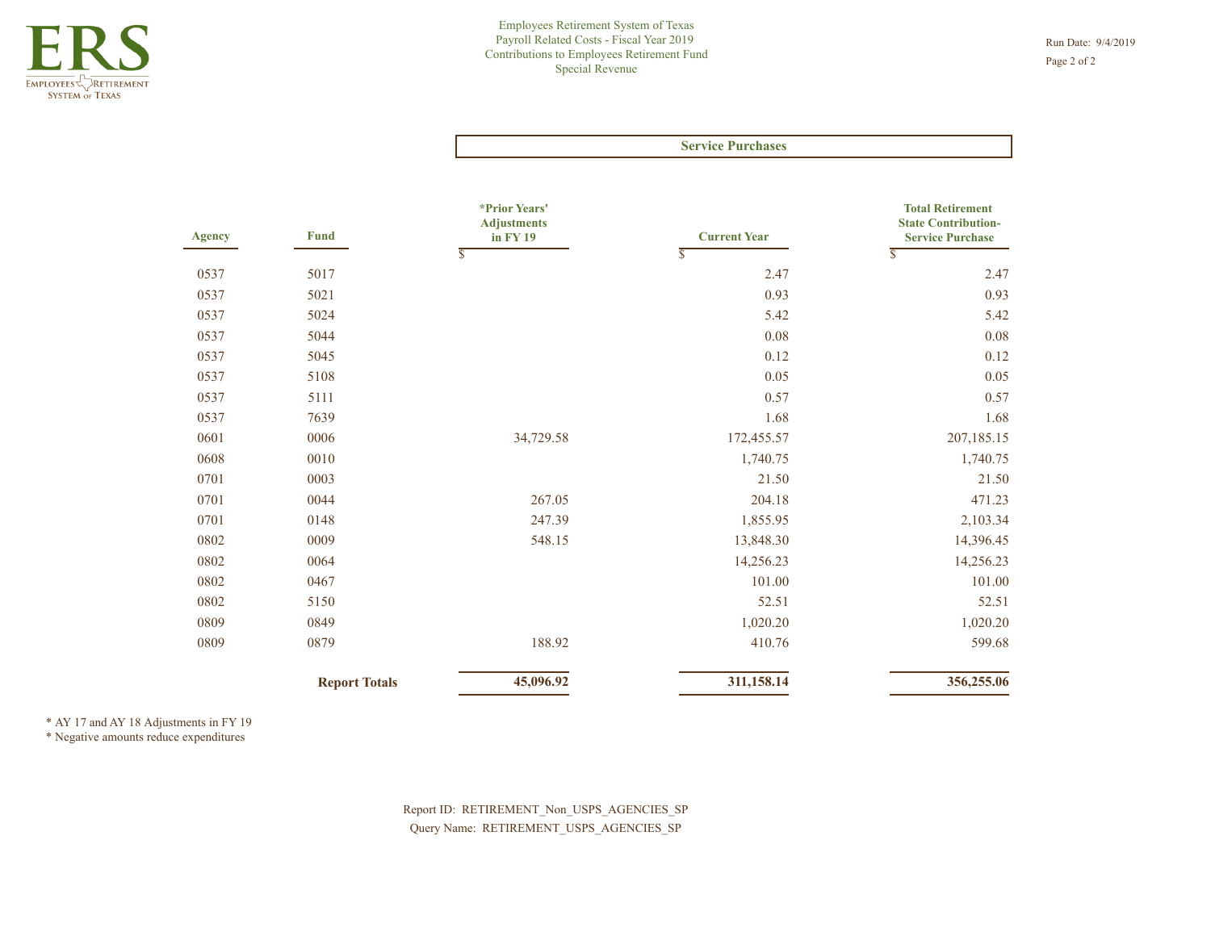Employees Retirement System of Texas
Payroll Related Costs - Fiscal Year 2019
Contributions to Employees Retirement Fund
Special Revenue

Run Date: 9/4/2019

## Service Purchases

| Agency | Fund | *Prior Years' Adjustments in FY 19 | Current Year | Total Retirement State Contribution-Service Purchase |
|---|---|---|---|---|
| | | $ | $ | $ |
| 0537 | 5017 | | 2.47 | 2.47 |
| 0537 | 5021 | | 0.93 | 0.93 |
| 0537 | 5024 | | 5.42 | 5.42 |
| 0537 | 5044 | | 0.08 | 0.08 |
| 0537 | 5045 | | 0.12 | 0.12 |
| 0537 | 5108 | | 0.05 | 0.05 |
| 0537 | 5111 | | 0.57 | 0.57 |
| 0537 | 7639 | | 1.68 | 1.68 |
| 0601 | 0006 | 34,729.58 | 172,455.57 | 207,185.15 |
| 0608 | 0010 | | 1,740.75 | 1,740.75 |
| 0701 | 0003 | | 21.50 | 21.50 |
| 0701 | 0044 | 267.05 | 204.18 | 471.23 |
| 0701 | 0148 | 247.39 | 1,855.95 | 2,103.34 |
| 0802 | 0009 | 548.15 | 13,848.30 | 14,396.45 |
| 0802 | 0064 | | 14,256.23 | 14,256.23 |
| 0802 | 0467 | | 101.00 | 101.00 |
| 0802 | 5150 | | 52.51 | 52.51 |
| 0809 | 0849 | | 1,020.20 | 1,020.20 |
| 0809 | 0879 | 188.92 | 410.76 | 599.68 |
| | **Report Totals** | **45,096.92** | **311,158.14** | **356,255.06** |

* AY 17 and AY 18 Adjustments in FY 19
* Negative amounts reduce expenditures

Report ID: RETIREMENT_Non_USPS_AGENCIES_SP
Query Name: RETIREMENT_USPS_AGENCIES_SP